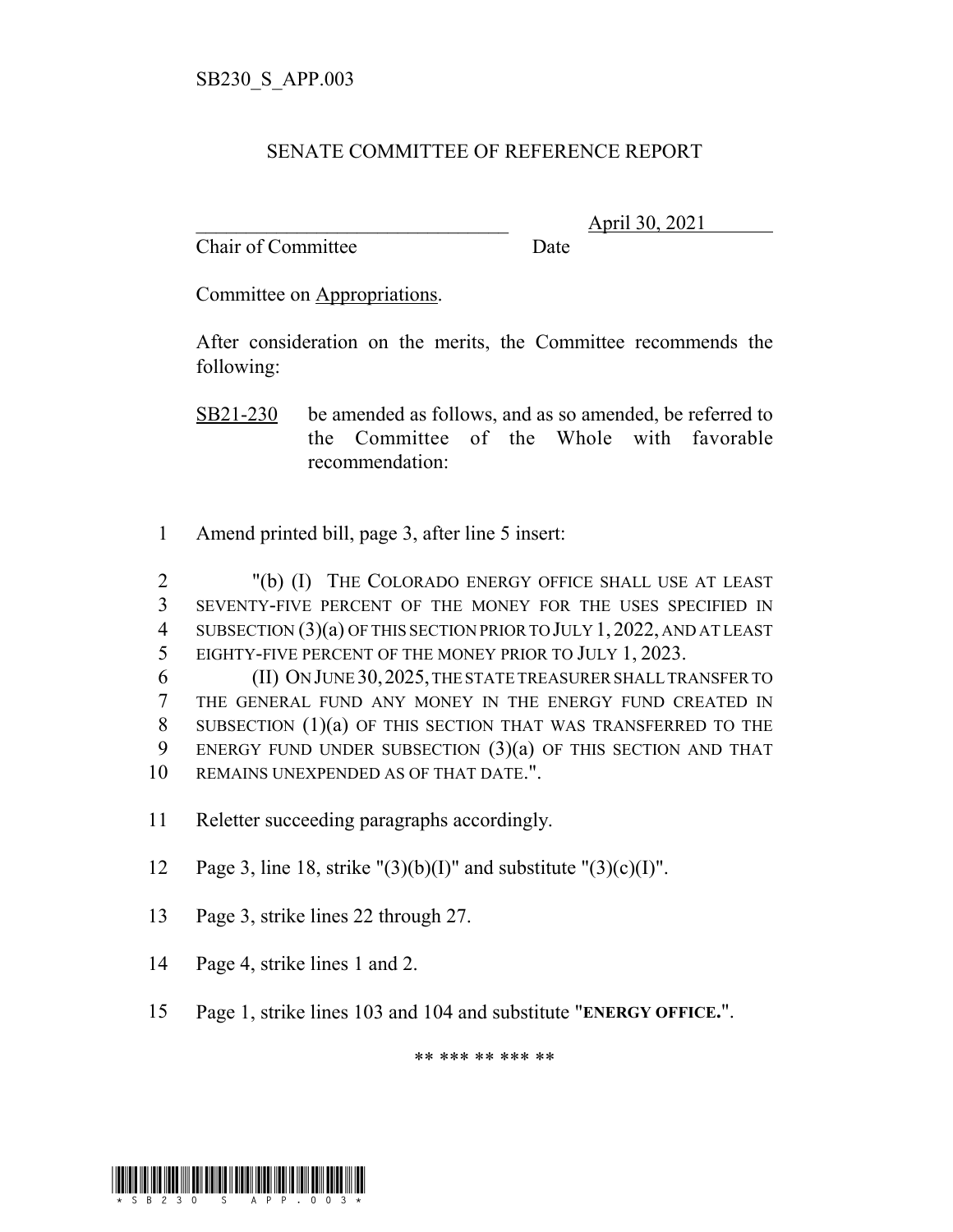SB230_S_APP.003

# SENATE COMMITTEE OF REFERENCE REPORT

________________________________ April 30, 2021

Chair of Committee                Date

Committee on Appropriations.

After consideration on the merits, the Committee recommends the following:

SB21-230 be amended as follows, and as so amended, be referred to the Committee of the Whole with favorable recommendation:

1 Amend printed bill, page 3, after line 5 insert:

2 "(b) (I) THE COLORADO ENERGY OFFICE SHALL USE AT LEAST
3 SEVENTY-FIVE PERCENT OF THE MONEY FOR THE USES SPECIFIED IN
4 SUBSECTION (3)(a) OF THIS SECTION PRIOR TO JULY 1, 2022, AND AT LEAST
5 EIGHTY-FIVE PERCENT OF THE MONEY PRIOR TO JULY 1, 2023.
6 (II) ON JUNE 30, 2025, THE STATE TREASURER SHALL TRANSFER TO
7 THE GENERAL FUND ANY MONEY IN THE ENERGY FUND CREATED IN
8 SUBSECTION (1)(a) OF THIS SECTION THAT WAS TRANSFERRED TO THE
9 ENERGY FUND UNDER SUBSECTION (3)(a) OF THIS SECTION AND THAT
10 REMAINS UNEXPENDED AS OF THAT DATE.".

11 Reletter succeeding paragraphs accordingly.

12 Page 3, line 18, strike "(3)(b)(I)" and substitute "(3)(c)(I)".

13 Page 3, strike lines 22 through 27.

14 Page 4, strike lines 1 and 2.

15 Page 1, strike lines 103 and 104 and substitute "**ENERGY OFFICE.**".

** *** ** *** **